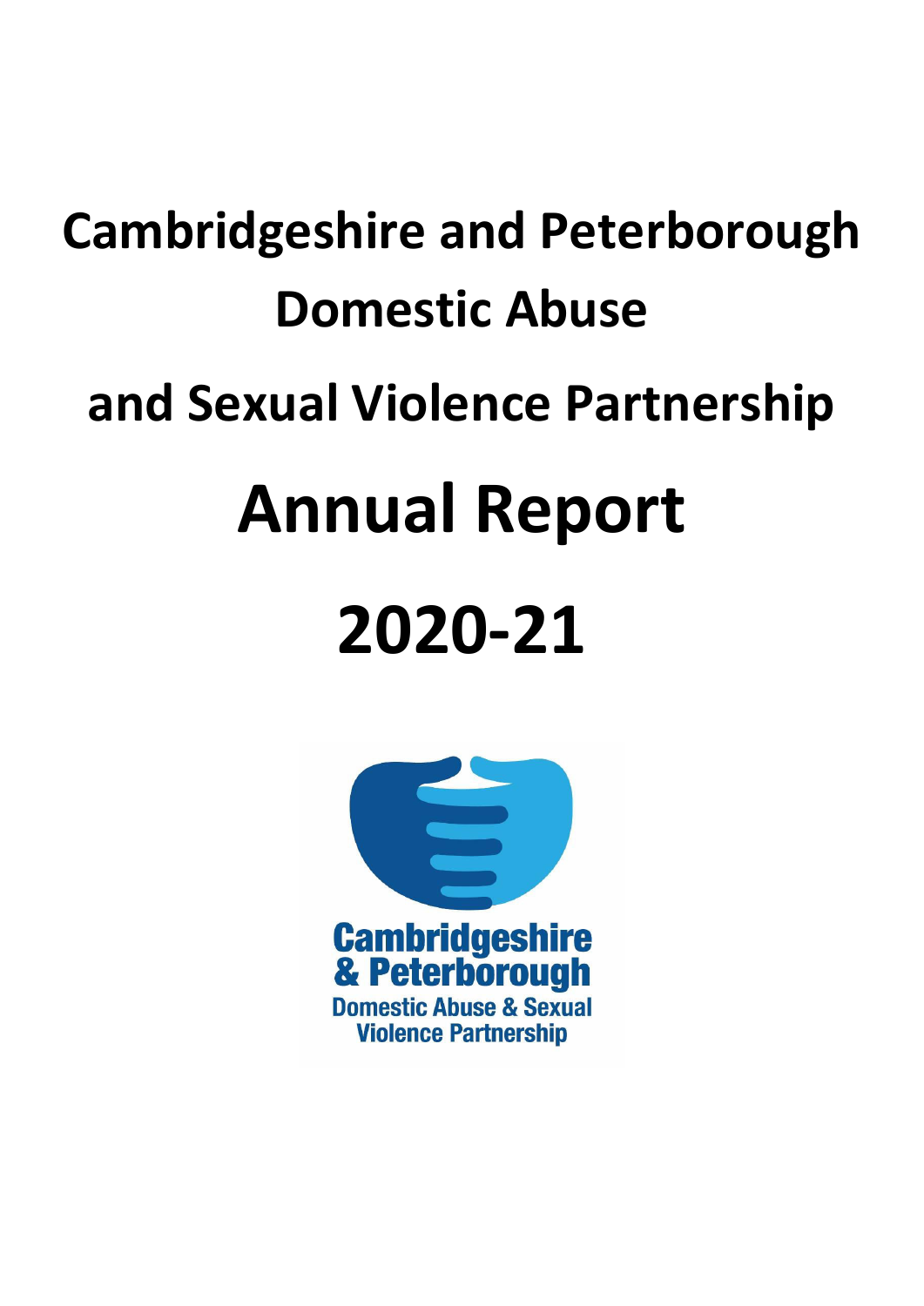# Cambridgeshire and Peterborough Domestic Abuse and Sexual Violence Partnership

# Annual Report

# 2020-21

Cambridgeshire & Peterborough Domestic Abuse & Sexual Violence Partnership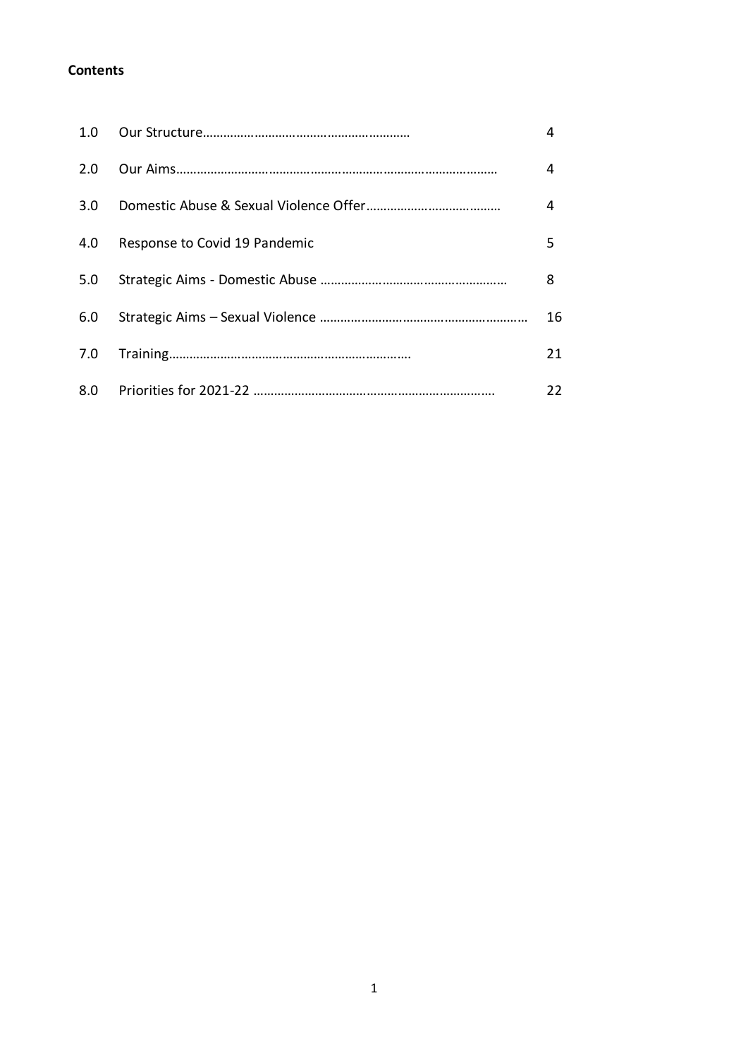**Contents**

| | | |
|---|---|---|
| 1.0 | Our Structure……………………………………………………… | 4 |
| 2.0 | Our Aims…………………………………………………………………………… | 4 |
| 3.0 | Domestic Abuse & Sexual Violence Offer………………………………… | 4 |
| 4.0 | Response to Covid 19 Pandemic | 5 |
| 5.0 | Strategic Aims - Domestic Abuse ……………………………………………… | 8 |
| 6.0 | Strategic Aims – Sexual Violence …………………………………………………… | 16 |
| 7.0 | Training…………………………………………………………… | 21 |
| 8.0 | Priorities for 2021-22 ……………………………………………………………. | 22 |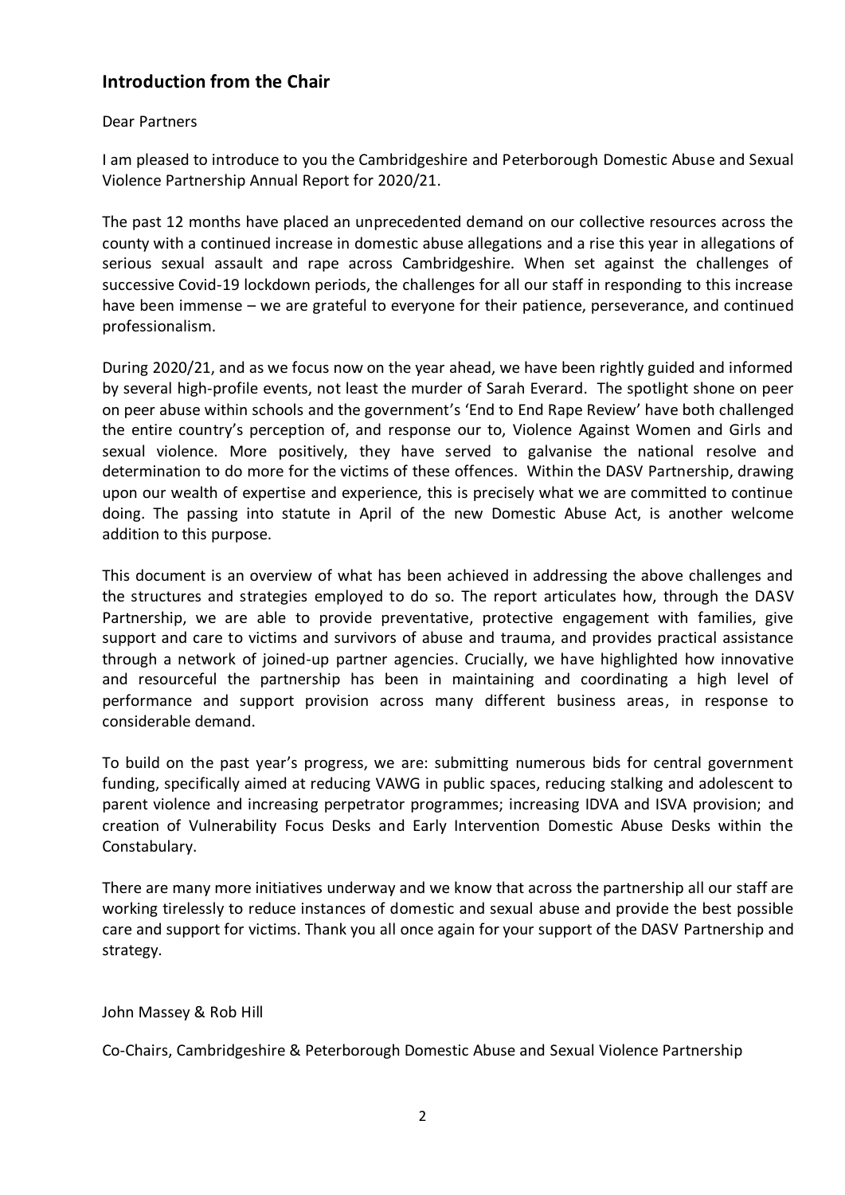## Introduction from the Chair

Dear Partners

I am pleased to introduce to you the Cambridgeshire and Peterborough Domestic Abuse and Sexual Violence Partnership Annual Report for 2020/21.

The past 12 months have placed an unprecedented demand on our collective resources across the county with a continued increase in domestic abuse allegations and a rise this year in allegations of serious sexual assault and rape across Cambridgeshire. When set against the challenges of successive Covid-19 lockdown periods, the challenges for all our staff in responding to this increase have been immense – we are grateful to everyone for their patience, perseverance, and continued professionalism.

During 2020/21, and as we focus now on the year ahead, we have been rightly guided and informed by several high-profile events, not least the murder of Sarah Everard. The spotlight shone on peer on peer abuse within schools and the government's 'End to End Rape Review' have both challenged the entire country's perception of, and response our to, Violence Against Women and Girls and sexual violence. More positively, they have served to galvanise the national resolve and determination to do more for the victims of these offences. Within the DASV Partnership, drawing upon our wealth of expertise and experience, this is precisely what we are committed to continue doing. The passing into statute in April of the new Domestic Abuse Act, is another welcome addition to this purpose.

This document is an overview of what has been achieved in addressing the above challenges and the structures and strategies employed to do so. The report articulates how, through the DASV Partnership, we are able to provide preventative, protective engagement with families, give support and care to victims and survivors of abuse and trauma, and provides practical assistance through a network of joined-up partner agencies. Crucially, we have highlighted how innovative and resourceful the partnership has been in maintaining and coordinating a high level of performance and support provision across many different business areas, in response to considerable demand.

To build on the past year's progress, we are: submitting numerous bids for central government funding, specifically aimed at reducing VAWG in public spaces, reducing stalking and adolescent to parent violence and increasing perpetrator programmes; increasing IDVA and ISVA provision; and creation of Vulnerability Focus Desks and Early Intervention Domestic Abuse Desks within the Constabulary.

There are many more initiatives underway and we know that across the partnership all our staff are working tirelessly to reduce instances of domestic and sexual abuse and provide the best possible care and support for victims. Thank you all once again for your support of the DASV Partnership and strategy.

John Massey & Rob Hill

Co-Chairs, Cambridgeshire & Peterborough Domestic Abuse and Sexual Violence Partnership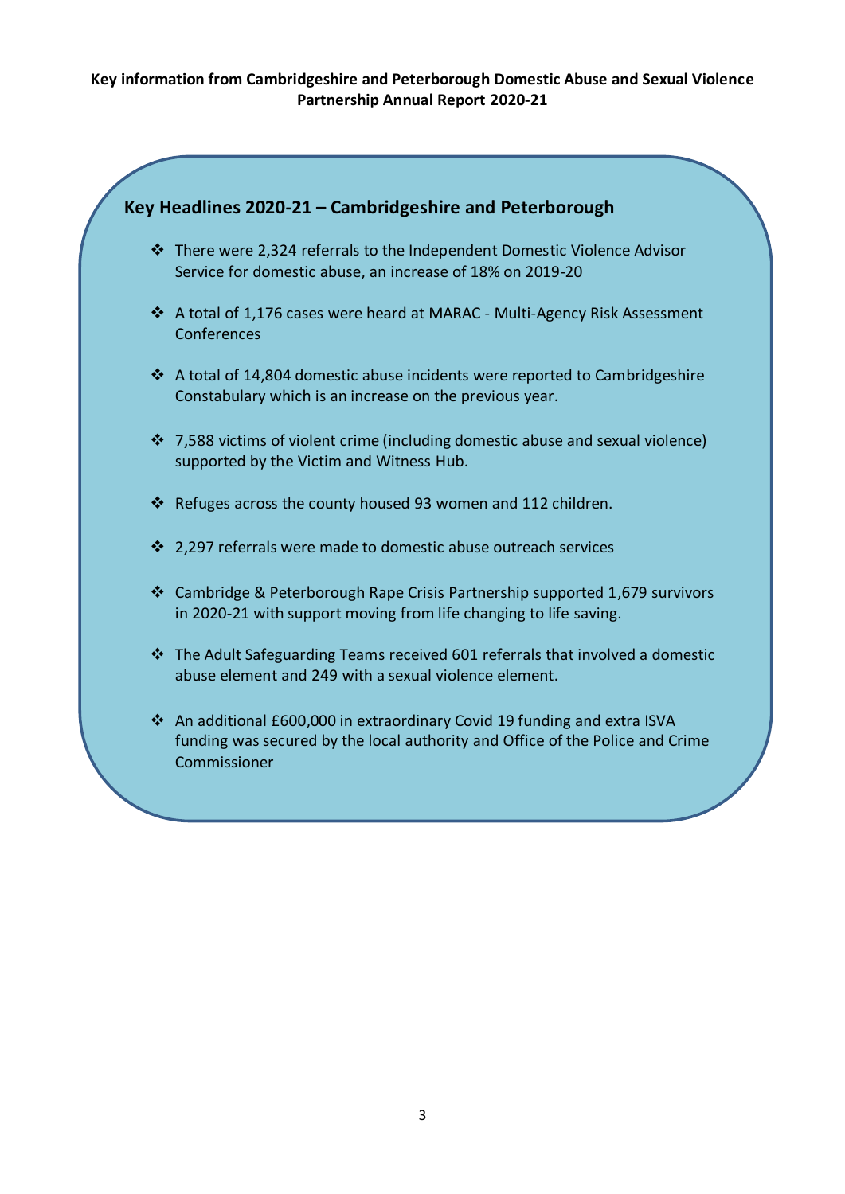**Key information from Cambridgeshire and Peterborough Domestic Abuse and Sexual Violence Partnership Annual Report 2020-21**

## Key Headlines 2020-21 – Cambridgeshire and Peterborough

- There were 2,324 referrals to the Independent Domestic Violence Advisor Service for domestic abuse, an increase of 18% on 2019-20
- A total of 1,176 cases were heard at MARAC - Multi-Agency Risk Assessment Conferences
- A total of 14,804 domestic abuse incidents were reported to Cambridgeshire Constabulary which is an increase on the previous year.
- 7,588 victims of violent crime (including domestic abuse and sexual violence) supported by the Victim and Witness Hub.
- Refuges across the county housed 93 women and 112 children.
- 2,297 referrals were made to domestic abuse outreach services
- Cambridge & Peterborough Rape Crisis Partnership supported 1,679 survivors in 2020-21 with support moving from life changing to life saving.
- The Adult Safeguarding Teams received 601 referrals that involved a domestic abuse element and 249 with a sexual violence element.
- An additional £600,000 in extraordinary Covid 19 funding and extra ISVA funding was secured by the local authority and Office of the Police and Crime Commissioner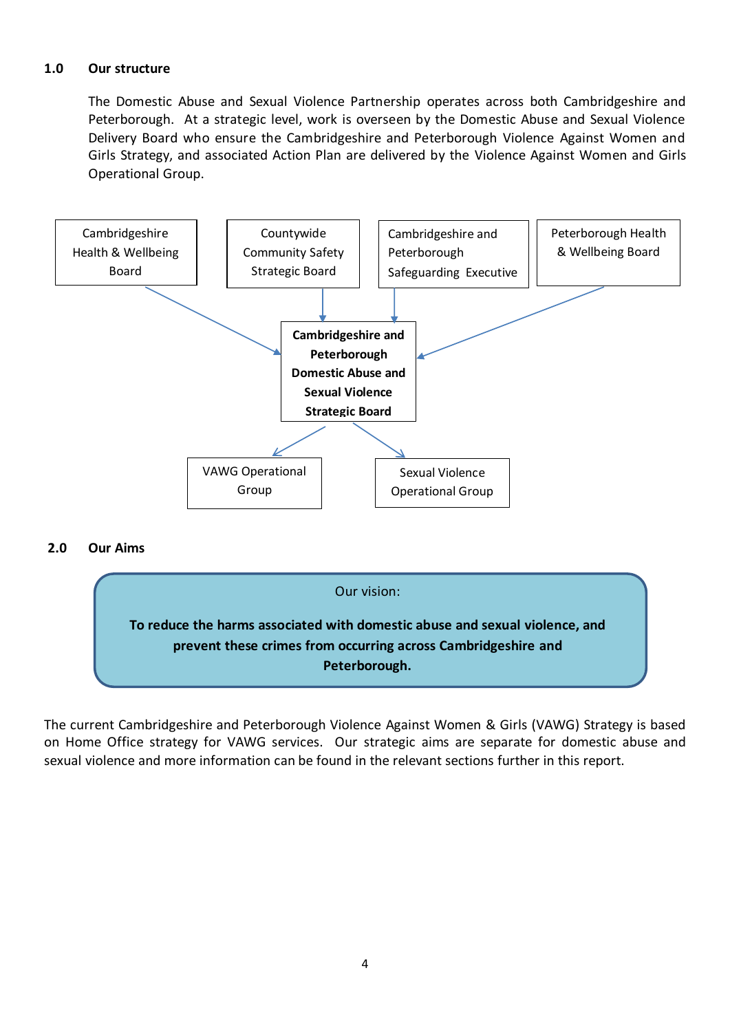## 1.0 Our structure

The Domestic Abuse and Sexual Violence Partnership operates across both Cambridgeshire and Peterborough. At a strategic level, work is overseen by the Domestic Abuse and Sexual Violence Delivery Board who ensure the Cambridgeshire and Peterborough Violence Against Women and Girls Strategy, and associated Action Plan are delivered by the Violence Against Women and Girls Operational Group.

Cambridgeshire Health & Wellbeing Board

Countywide Community Safety Strategic Board

Cambridgeshire and Peterborough Safeguarding Executive

Peterborough Health & Wellbeing Board

**Cambridgeshire and Peterborough Domestic Abuse and Sexual Violence Strategic Board**

VAWG Operational Group

Sexual Violence Operational Group

## 2.0 Our Aims

Our vision:

**To reduce the harms associated with domestic abuse and sexual violence, and prevent these crimes from occurring across Cambridgeshire and Peterborough.**

The current Cambridgeshire and Peterborough Violence Against Women & Girls (VAWG) Strategy is based on Home Office strategy for VAWG services. Our strategic aims are separate for domestic abuse and sexual violence and more information can be found in the relevant sections further in this report.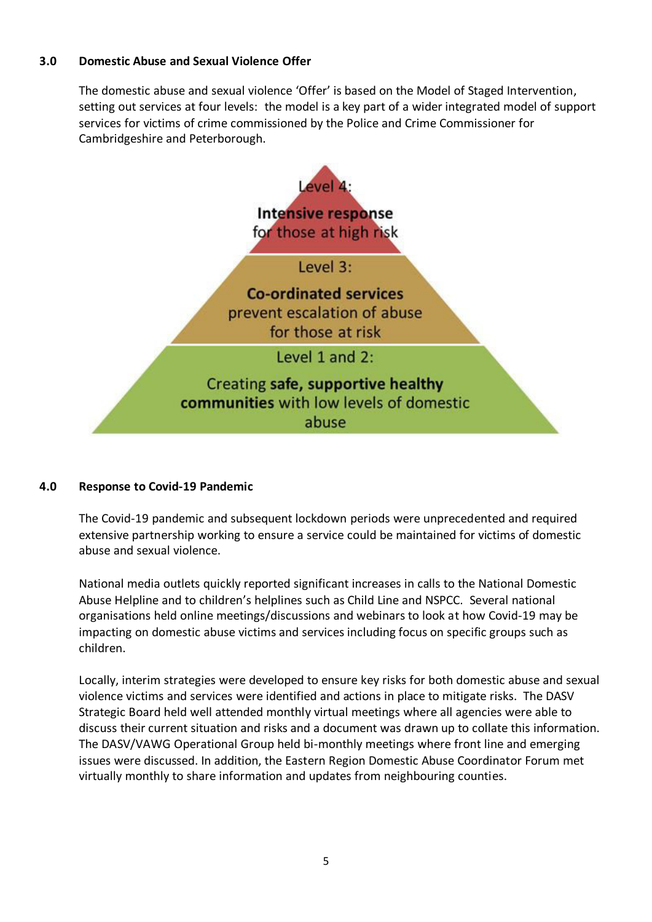## 3.0 Domestic Abuse and Sexual Violence Offer

The domestic abuse and sexual violence 'Offer' is based on the Model of Staged Intervention, setting out services at four levels: the model is a key part of a wider integrated model of support services for victims of crime commissioned by the Police and Crime Commissioner for Cambridgeshire and Peterborough.

Level 4:

**Intensive response** for those at high risk

Level 3:

**Co-ordinated services** prevent escalation of abuse for those at risk

Level 1 and 2:

Creating **safe, supportive healthy communities** with low levels of domestic abuse

## 4.0 Response to Covid-19 Pandemic

The Covid-19 pandemic and subsequent lockdown periods were unprecedented and required extensive partnership working to ensure a service could be maintained for victims of domestic abuse and sexual violence.

National media outlets quickly reported significant increases in calls to the National Domestic Abuse Helpline and to children's helplines such as Child Line and NSPCC. Several national organisations held online meetings/discussions and webinars to look at how Covid-19 may be impacting on domestic abuse victims and services including focus on specific groups such as children.

Locally, interim strategies were developed to ensure key risks for both domestic abuse and sexual violence victims and services were identified and actions in place to mitigate risks. The DASV Strategic Board held well attended monthly virtual meetings where all agencies were able to discuss their current situation and risks and a document was drawn up to collate this information. The DASV/VAWG Operational Group held bi-monthly meetings where front line and emerging issues were discussed. In addition, the Eastern Region Domestic Abuse Coordinator Forum met virtually monthly to share information and updates from neighbouring counties.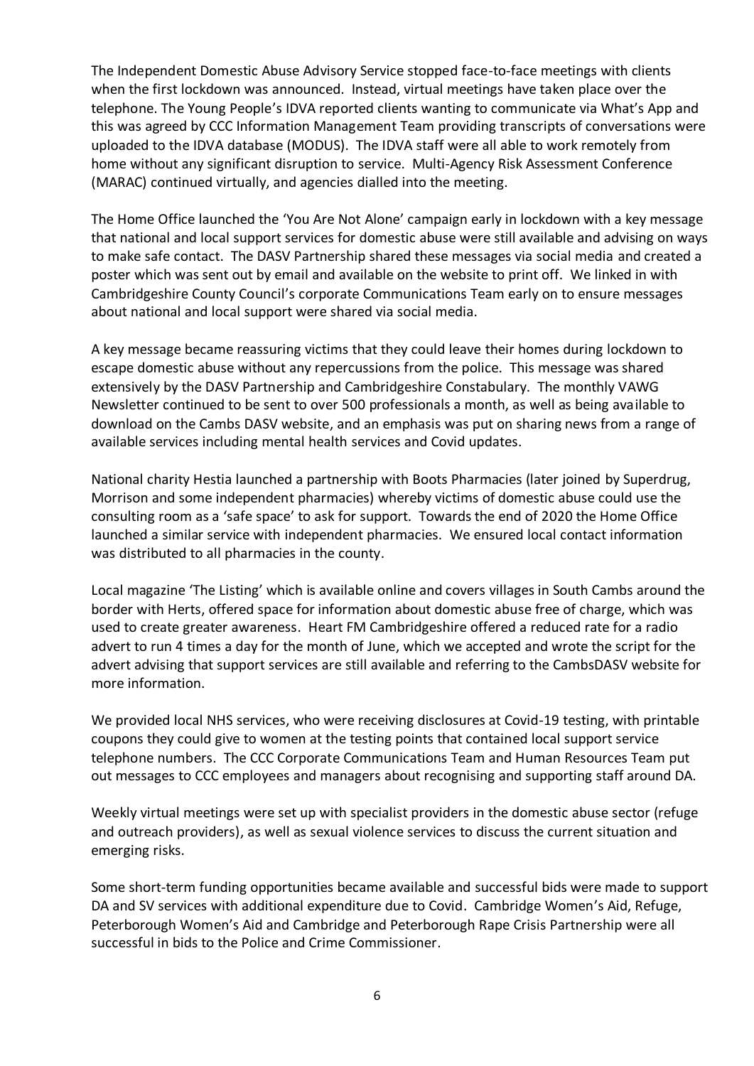The Independent Domestic Abuse Advisory Service stopped face-to-face meetings with clients when the first lockdown was announced. Instead, virtual meetings have taken place over the telephone. The Young People's IDVA reported clients wanting to communicate via What's App and this was agreed by CCC Information Management Team providing transcripts of conversations were uploaded to the IDVA database (MODUS). The IDVA staff were all able to work remotely from home without any significant disruption to service. Multi-Agency Risk Assessment Conference (MARAC) continued virtually, and agencies dialled into the meeting.

The Home Office launched the 'You Are Not Alone' campaign early in lockdown with a key message that national and local support services for domestic abuse were still available and advising on ways to make safe contact. The DASV Partnership shared these messages via social media and created a poster which was sent out by email and available on the website to print off. We linked in with Cambridgeshire County Council's corporate Communications Team early on to ensure messages about national and local support were shared via social media.

A key message became reassuring victims that they could leave their homes during lockdown to escape domestic abuse without any repercussions from the police. This message was shared extensively by the DASV Partnership and Cambridgeshire Constabulary. The monthly VAWG Newsletter continued to be sent to over 500 professionals a month, as well as being available to download on the Cambs DASV website, and an emphasis was put on sharing news from a range of available services including mental health services and Covid updates.

National charity Hestia launched a partnership with Boots Pharmacies (later joined by Superdrug, Morrison and some independent pharmacies) whereby victims of domestic abuse could use the consulting room as a 'safe space' to ask for support. Towards the end of 2020 the Home Office launched a similar service with independent pharmacies. We ensured local contact information was distributed to all pharmacies in the county.

Local magazine 'The Listing' which is available online and covers villages in South Cambs around the border with Herts, offered space for information about domestic abuse free of charge, which was used to create greater awareness. Heart FM Cambridgeshire offered a reduced rate for a radio advert to run 4 times a day for the month of June, which we accepted and wrote the script for the advert advising that support services are still available and referring to the CambsDASV website for more information.

We provided local NHS services, who were receiving disclosures at Covid-19 testing, with printable coupons they could give to women at the testing points that contained local support service telephone numbers. The CCC Corporate Communications Team and Human Resources Team put out messages to CCC employees and managers about recognising and supporting staff around DA.

Weekly virtual meetings were set up with specialist providers in the domestic abuse sector (refuge and outreach providers), as well as sexual violence services to discuss the current situation and emerging risks.

Some short-term funding opportunities became available and successful bids were made to support DA and SV services with additional expenditure due to Covid. Cambridge Women's Aid, Refuge, Peterborough Women's Aid and Cambridge and Peterborough Rape Crisis Partnership were all successful in bids to the Police and Crime Commissioner.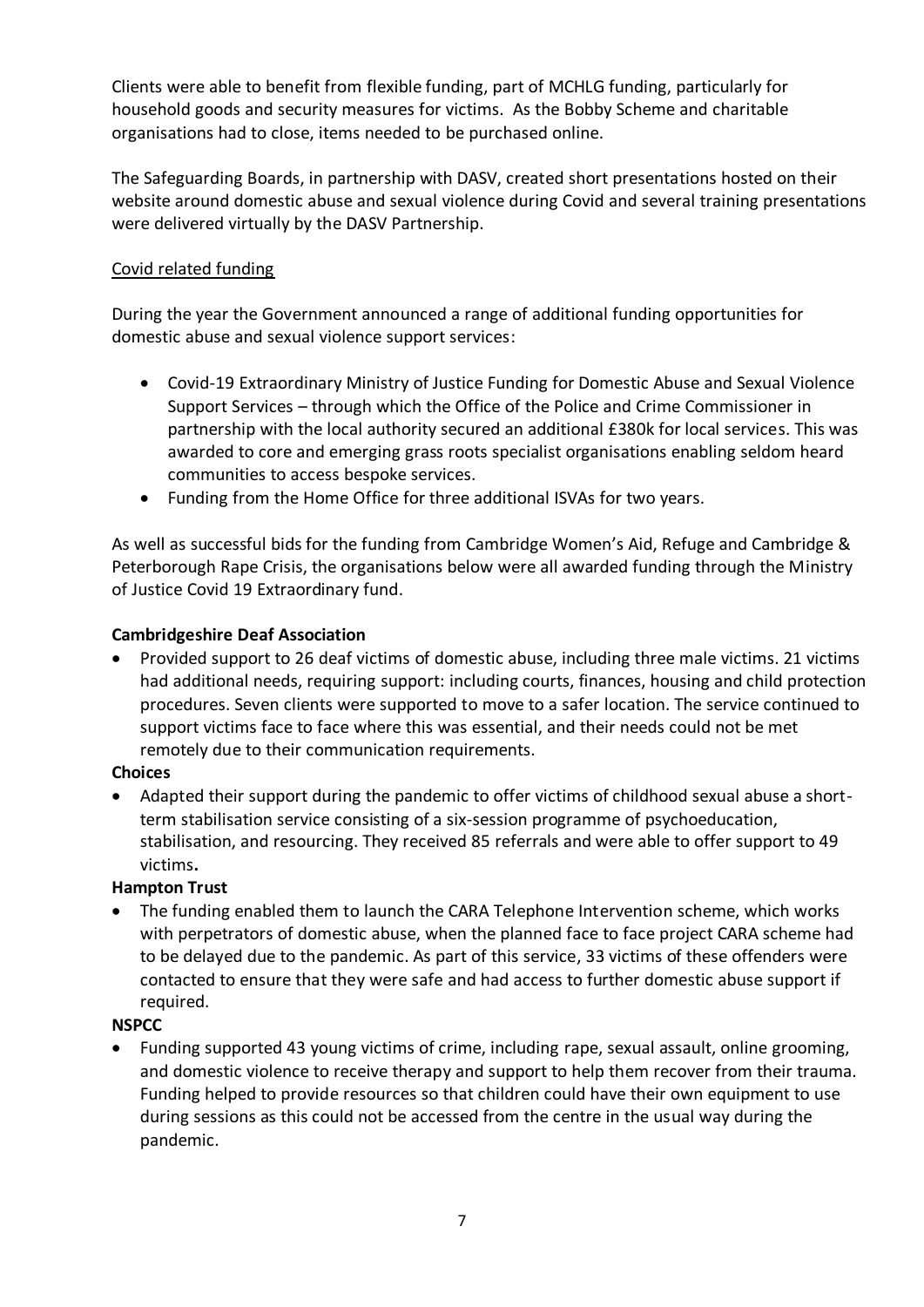Clients were able to benefit from flexible funding, part of MCHLG funding, particularly for household goods and security measures for victims. As the Bobby Scheme and charitable organisations had to close, items needed to be purchased online.

The Safeguarding Boards, in partnership with DASV, created short presentations hosted on their website around domestic abuse and sexual violence during Covid and several training presentations were delivered virtually by the DASV Partnership.

<u>Covid related funding</u>

During the year the Government announced a range of additional funding opportunities for domestic abuse and sexual violence support services:

- Covid-19 Extraordinary Ministry of Justice Funding for Domestic Abuse and Sexual Violence Support Services – through which the Office of the Police and Crime Commissioner in partnership with the local authority secured an additional £380k for local services. This was awarded to core and emerging grass roots specialist organisations enabling seldom heard communities to access bespoke services.
- Funding from the Home Office for three additional ISVAs for two years.

As well as successful bids for the funding from Cambridge Women's Aid, Refuge and Cambridge & Peterborough Rape Crisis, the organisations below were all awarded funding through the Ministry of Justice Covid 19 Extraordinary fund.

**Cambridgeshire Deaf Association**

- Provided support to 26 deaf victims of domestic abuse, including three male victims. 21 victims had additional needs, requiring support: including courts, finances, housing and child protection procedures. Seven clients were supported to move to a safer location. The service continued to support victims face to face where this was essential, and their needs could not be met remotely due to their communication requirements.

**Choices**

- Adapted their support during the pandemic to offer victims of childhood sexual abuse a short-term stabilisation service consisting of a six-session programme of psychoeducation, stabilisation, and resourcing. They received 85 referrals and were able to offer support to 49 victims.

**Hampton Trust**

- The funding enabled them to launch the CARA Telephone Intervention scheme, which works with perpetrators of domestic abuse, when the planned face to face project CARA scheme had to be delayed due to the pandemic. As part of this service, 33 victims of these offenders were contacted to ensure that they were safe and had access to further domestic abuse support if required.

**NSPCC**

- Funding supported 43 young victims of crime, including rape, sexual assault, online grooming, and domestic violence to receive therapy and support to help them recover from their trauma. Funding helped to provide resources so that children could have their own equipment to use during sessions as this could not be accessed from the centre in the usual way during the pandemic.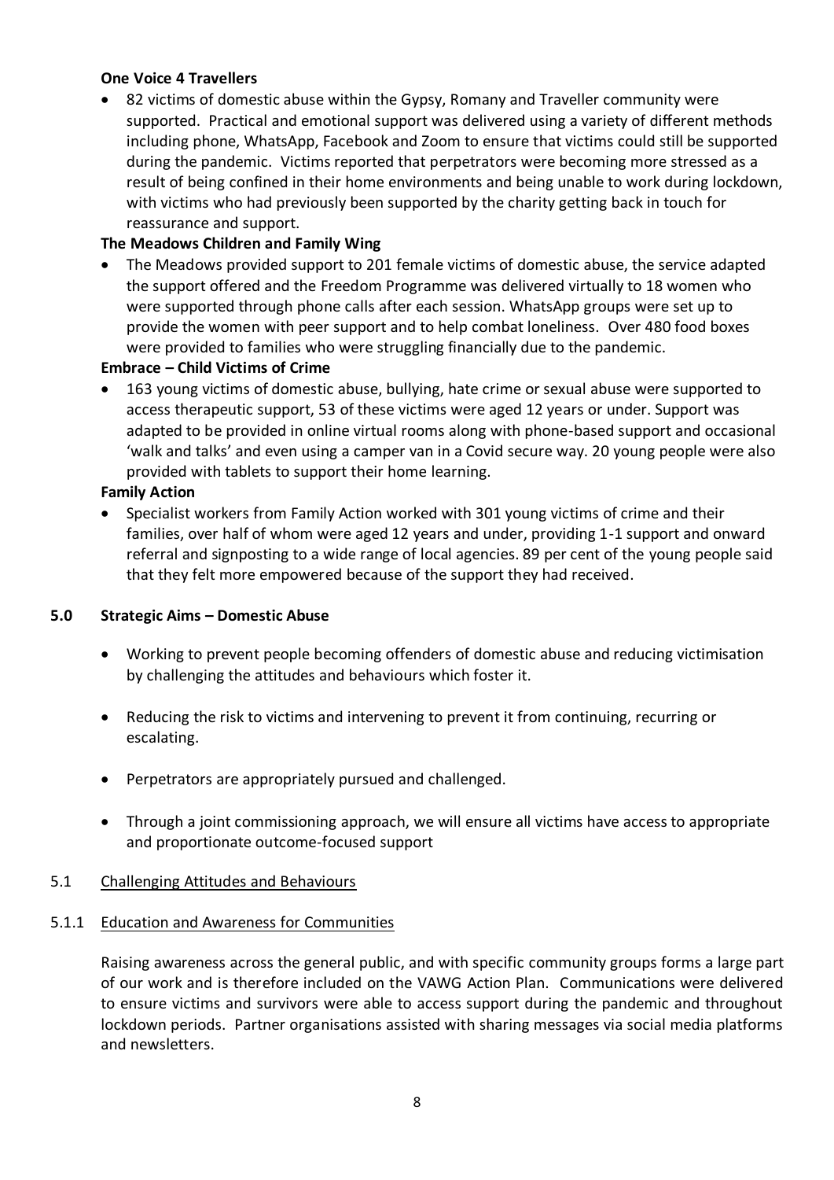**One Voice 4 Travellers**

- 82 victims of domestic abuse within the Gypsy, Romany and Traveller community were supported. Practical and emotional support was delivered using a variety of different methods including phone, WhatsApp, Facebook and Zoom to ensure that victims could still be supported during the pandemic. Victims reported that perpetrators were becoming more stressed as a result of being confined in their home environments and being unable to work during lockdown, with victims who had previously been supported by the charity getting back in touch for reassurance and support.

**The Meadows Children and Family Wing**

- The Meadows provided support to 201 female victims of domestic abuse, the service adapted the support offered and the Freedom Programme was delivered virtually to 18 women who were supported through phone calls after each session. WhatsApp groups were set up to provide the women with peer support and to help combat loneliness. Over 480 food boxes were provided to families who were struggling financially due to the pandemic.

**Embrace – Child Victims of Crime**

- 163 young victims of domestic abuse, bullying, hate crime or sexual abuse were supported to access therapeutic support, 53 of these victims were aged 12 years or under. Support was adapted to be provided in online virtual rooms along with phone-based support and occasional 'walk and talks' and even using a camper van in a Covid secure way. 20 young people were also provided with tablets to support their home learning.

**Family Action**

- Specialist workers from Family Action worked with 301 young victims of crime and their families, over half of whom were aged 12 years and under, providing 1-1 support and onward referral and signposting to a wide range of local agencies. 89 per cent of the young people said that they felt more empowered because of the support they had received.

## 5.0 Strategic Aims – Domestic Abuse

- Working to prevent people becoming offenders of domestic abuse and reducing victimisation by challenging the attitudes and behaviours which foster it.
- Reducing the risk to victims and intervening to prevent it from continuing, recurring or escalating.
- Perpetrators are appropriately pursued and challenged.
- Through a joint commissioning approach, we will ensure all victims have access to appropriate and proportionate outcome-focused support

### 5.1 Challenging Attitudes and Behaviours

#### 5.1.1 Education and Awareness for Communities

Raising awareness across the general public, and with specific community groups forms a large part of our work and is therefore included on the VAWG Action Plan. Communications were delivered to ensure victims and survivors were able to access support during the pandemic and throughout lockdown periods. Partner organisations assisted with sharing messages via social media platforms and newsletters.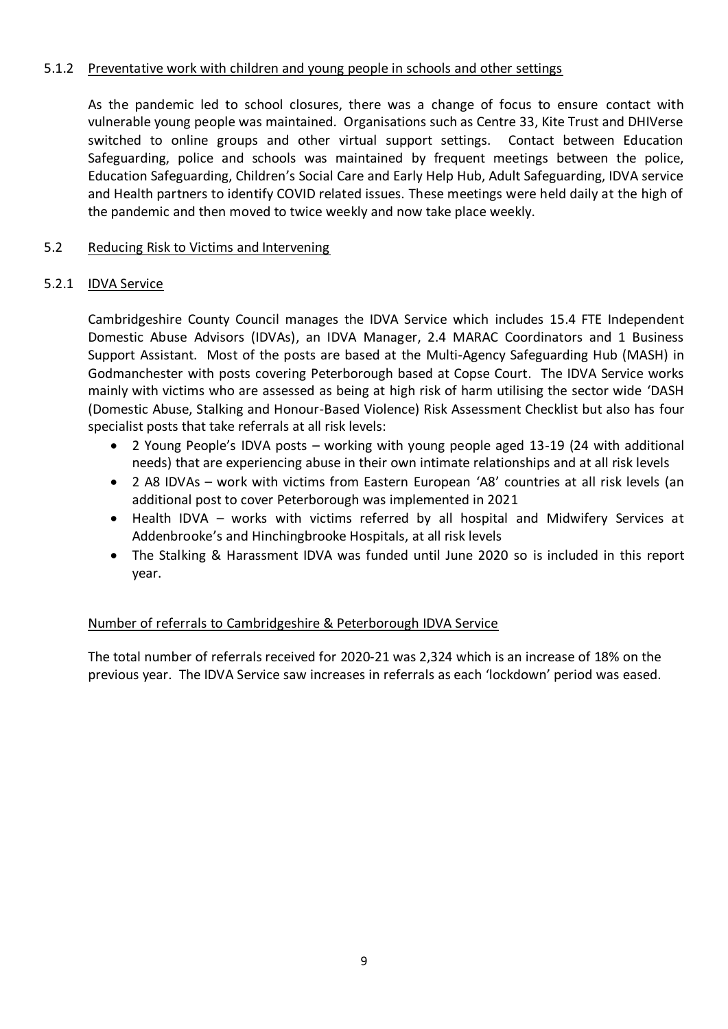#### 5.1.2 Preventative work with children and young people in schools and other settings

As the pandemic led to school closures, there was a change of focus to ensure contact with vulnerable young people was maintained. Organisations such as Centre 33, Kite Trust and DHIVerse switched to online groups and other virtual support settings. Contact between Education Safeguarding, police and schools was maintained by frequent meetings between the police, Education Safeguarding, Children's Social Care and Early Help Hub, Adult Safeguarding, IDVA service and Health partners to identify COVID related issues. These meetings were held daily at the high of the pandemic and then moved to twice weekly and now take place weekly.

### 5.2 Reducing Risk to Victims and Intervening

#### 5.2.1 IDVA Service

Cambridgeshire County Council manages the IDVA Service which includes 15.4 FTE Independent Domestic Abuse Advisors (IDVAs), an IDVA Manager, 2.4 MARAC Coordinators and 1 Business Support Assistant. Most of the posts are based at the Multi-Agency Safeguarding Hub (MASH) in Godmanchester with posts covering Peterborough based at Copse Court. The IDVA Service works mainly with victims who are assessed as being at high risk of harm utilising the sector wide 'DASH (Domestic Abuse, Stalking and Honour-Based Violence) Risk Assessment Checklist but also has four specialist posts that take referrals at all risk levels:

- 2 Young People's IDVA posts – working with young people aged 13-19 (24 with additional needs) that are experiencing abuse in their own intimate relationships and at all risk levels
- 2 A8 IDVAs – work with victims from Eastern European 'A8' countries at all risk levels (an additional post to cover Peterborough was implemented in 2021
- Health IDVA – works with victims referred by all hospital and Midwifery Services at Addenbrooke's and Hinchingbrooke Hospitals, at all risk levels
- The Stalking & Harassment IDVA was funded until June 2020 so is included in this report year.

Number of referrals to Cambridgeshire & Peterborough IDVA Service

The total number of referrals received for 2020-21 was 2,324 which is an increase of 18% on the previous year. The IDVA Service saw increases in referrals as each 'lockdown' period was eased.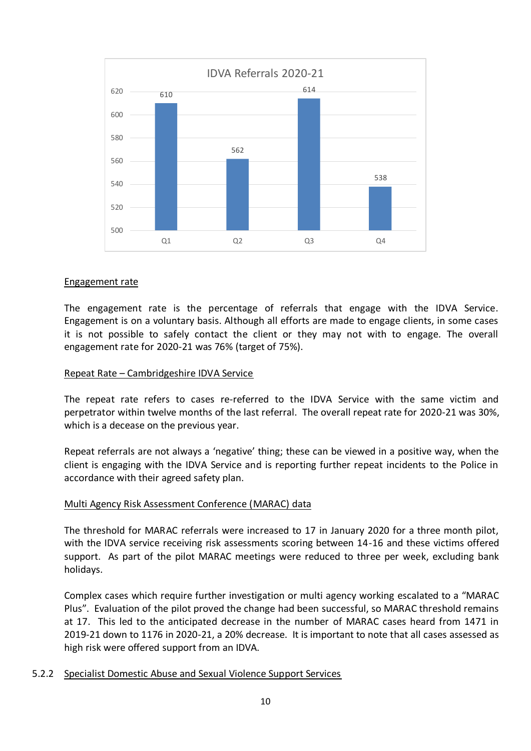IDVA Referrals 2020-21

| Quarter | Referrals |
|---|---|
| Q1 | 610 |
| Q2 | 562 |
| Q3 | 614 |
| Q4 | 538 |

Engagement rate

The engagement rate is the percentage of referrals that engage with the IDVA Service. Engagement is on a voluntary basis. Although all efforts are made to engage clients, in some cases it is not possible to safely contact the client or they may not with to engage. The overall engagement rate for 2020-21 was 76% (target of 75%).

Repeat Rate – Cambridgeshire IDVA Service

The repeat rate refers to cases re-referred to the IDVA Service with the same victim and perpetrator within twelve months of the last referral. The overall repeat rate for 2020-21 was 30%, which is a decease on the previous year.

Repeat referrals are not always a 'negative' thing; these can be viewed in a positive way, when the client is engaging with the IDVA Service and is reporting further repeat incidents to the Police in accordance with their agreed safety plan.

Multi Agency Risk Assessment Conference (MARAC) data

The threshold for MARAC referrals were increased to 17 in January 2020 for a three month pilot, with the IDVA service receiving risk assessments scoring between 14-16 and these victims offered support. As part of the pilot MARAC meetings were reduced to three per week, excluding bank holidays.

Complex cases which require further investigation or multi agency working escalated to a "MARAC Plus". Evaluation of the pilot proved the change had been successful, so MARAC threshold remains at 17. This led to the anticipated decrease in the number of MARAC cases heard from 1471 in 2019-21 down to 1176 in 2020-21, a 20% decrease. It is important to note that all cases assessed as high risk were offered support from an IDVA.

### 5.2.2 Specialist Domestic Abuse and Sexual Violence Support Services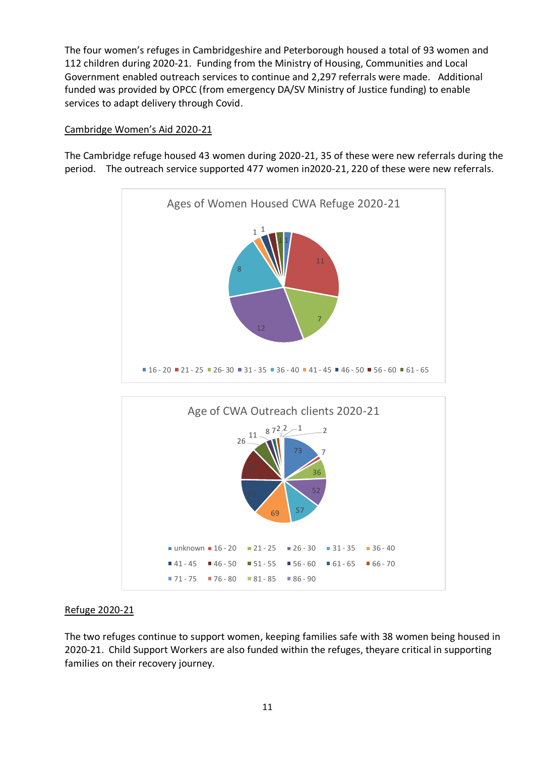The four women's refuges in Cambridgeshire and Peterborough housed a total of 93 women and 112 children during 2020-21. Funding from the Ministry of Housing, Communities and Local Government enabled outreach services to continue and 2,297 referrals were made. Additional funded was provided by OPCC (from emergency DA/SV Ministry of Justice funding) to enable services to adapt delivery through Covid.

Cambridge Women's Aid 2020-21

The Cambridge refuge housed 43 women during 2020-21, 35 of these were new referrals during the period. The outreach service supported 477 women in2020-21, 220 of these were new referrals.

Ages of Women Housed CWA Refuge 2020-21

| Age | Number |
|---|---|
| 16 - 20 | 1 |
| 21 - 25 | 11 |
| 26- 30 | 7 |
| 31 - 35 | 12 |
| 36 - 40 | 8 |
| 41 - 45 | 1 |
| 46 - 50 | 1 |
| 56 - 60 | 1 |
| 61 - 65 | 1 |

Age of CWA Outreach clients 2020-21

Legend: unknown, 16 - 20, 21 - 25, 26 - 30, 31 - 35, 36 - 40, 41 - 45, 46 - 50, 51 - 55, 56 - 60, 61 - 65, 66 - 70, 71 - 75, 76 - 80, 81 - 85, 86 - 90

Data labels: 73, 7, 36, 52, 57, 69, 58, 48, 26, 11, 8, 7, 2, 2, 1, 2

Refuge 2020-21

The two refuges continue to support women, keeping families safe with 38 women being housed in 2020-21. Child Support Workers are also funded within the refuges, theyare critical in supporting families on their recovery journey.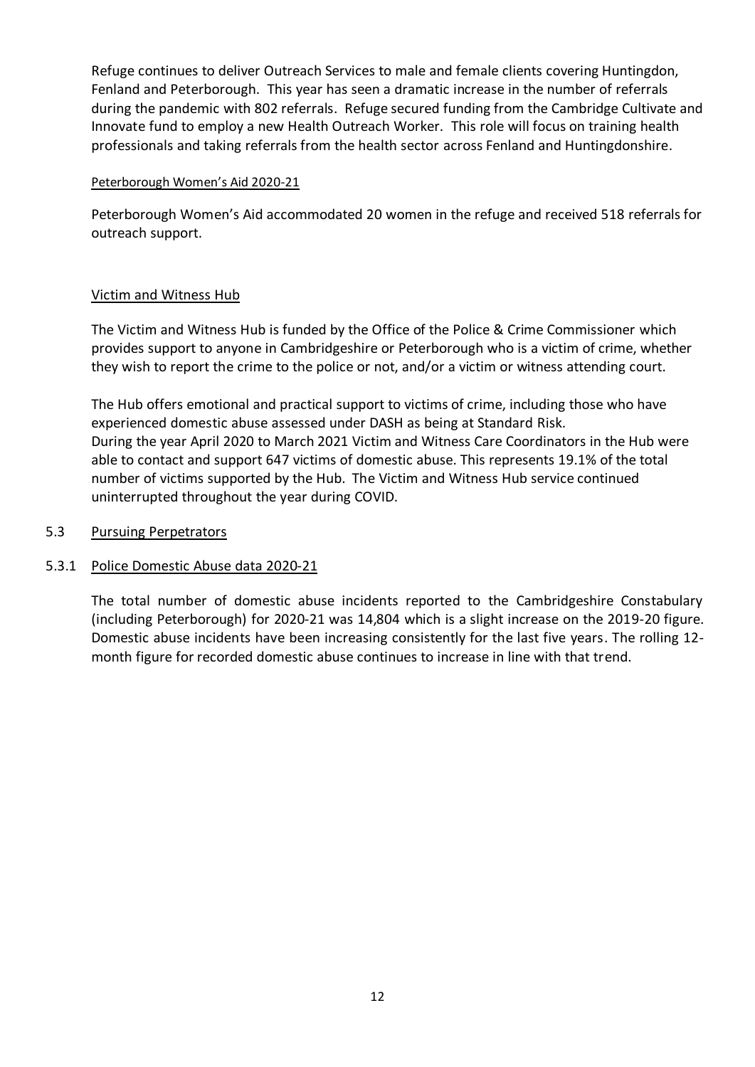Refuge continues to deliver Outreach Services to male and female clients covering Huntingdon, Fenland and Peterborough. This year has seen a dramatic increase in the number of referrals during the pandemic with 802 referrals. Refuge secured funding from the Cambridge Cultivate and Innovate fund to employ a new Health Outreach Worker. This role will focus on training health professionals and taking referrals from the health sector across Fenland and Huntingdonshire.

Peterborough Women's Aid 2020-21

Peterborough Women's Aid accommodated 20 women in the refuge and received 518 referrals for outreach support.

Victim and Witness Hub

The Victim and Witness Hub is funded by the Office of the Police & Crime Commissioner which provides support to anyone in Cambridgeshire or Peterborough who is a victim of crime, whether they wish to report the crime to the police or not, and/or a victim or witness attending court.

The Hub offers emotional and practical support to victims of crime, including those who have experienced domestic abuse assessed under DASH as being at Standard Risk.
During the year April 2020 to March 2021 Victim and Witness Care Coordinators in the Hub were able to contact and support 647 victims of domestic abuse. This represents 19.1% of the total number of victims supported by the Hub. The Victim and Witness Hub service continued uninterrupted throughout the year during COVID.

## 5.3 Pursuing Perpetrators

### 5.3.1 Police Domestic Abuse data 2020-21

The total number of domestic abuse incidents reported to the Cambridgeshire Constabulary (including Peterborough) for 2020-21 was 14,804 which is a slight increase on the 2019-20 figure. Domestic abuse incidents have been increasing consistently for the last five years. The rolling 12-month figure for recorded domestic abuse continues to increase in line with that trend.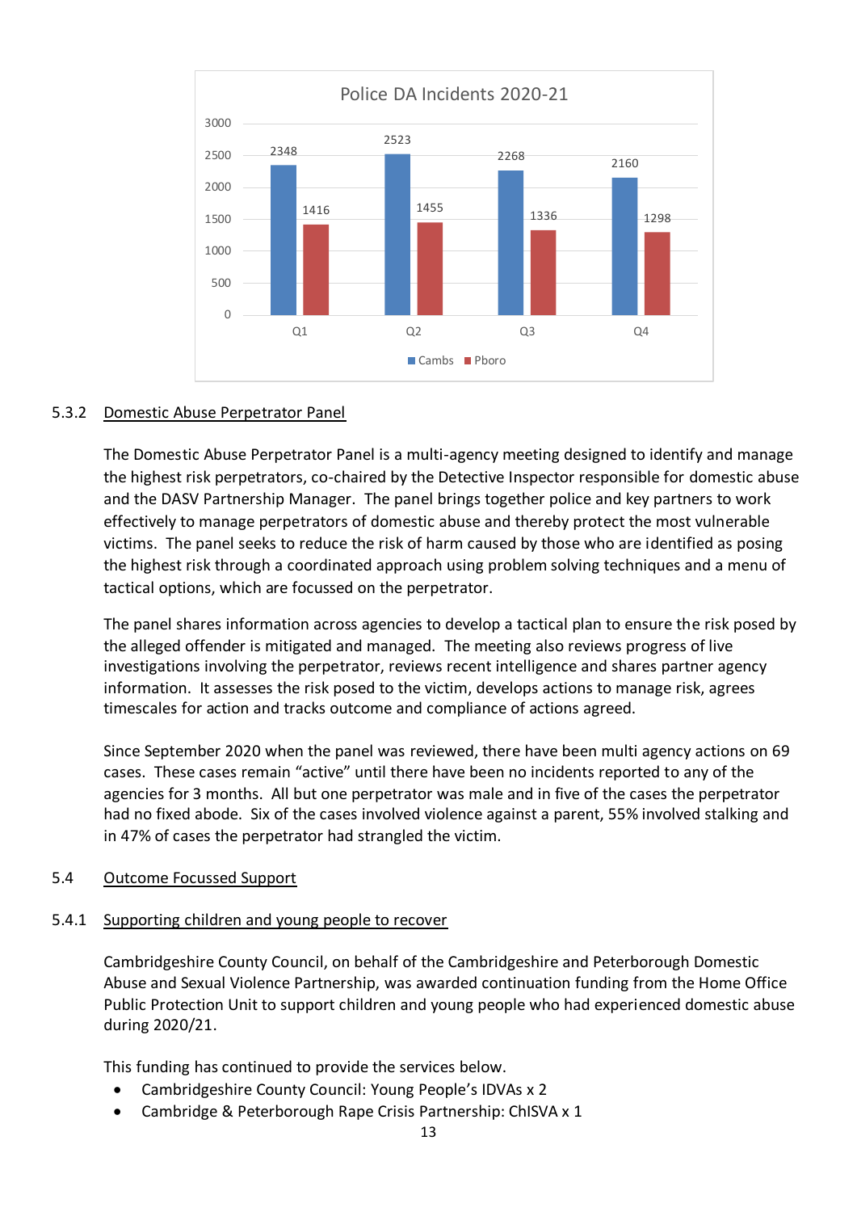**Police DA Incidents 2020-21**

| | Q1 | Q2 | Q3 | Q4 |
|---|---|---|---|---|
| Cambs | 2348 | 2523 | 2268 | 2160 |
| Pboro | 1416 | 1455 | 1336 | 1298 |

### 5.3.2 Domestic Abuse Perpetrator Panel

The Domestic Abuse Perpetrator Panel is a multi-agency meeting designed to identify and manage the highest risk perpetrators, co-chaired by the Detective Inspector responsible for domestic abuse and the DASV Partnership Manager. The panel brings together police and key partners to work effectively to manage perpetrators of domestic abuse and thereby protect the most vulnerable victims. The panel seeks to reduce the risk of harm caused by those who are identified as posing the highest risk through a coordinated approach using problem solving techniques and a menu of tactical options, which are focussed on the perpetrator.

The panel shares information across agencies to develop a tactical plan to ensure the risk posed by the alleged offender is mitigated and managed. The meeting also reviews progress of live investigations involving the perpetrator, reviews recent intelligence and shares partner agency information. It assesses the risk posed to the victim, develops actions to manage risk, agrees timescales for action and tracks outcome and compliance of actions agreed.

Since September 2020 when the panel was reviewed, there have been multi agency actions on 69 cases. These cases remain "active" until there have been no incidents reported to any of the agencies for 3 months. All but one perpetrator was male and in five of the cases the perpetrator had no fixed abode. Six of the cases involved violence against a parent, 55% involved stalking and in 47% of cases the perpetrator had strangled the victim.

## 5.4 Outcome Focussed Support

### 5.4.1 Supporting children and young people to recover

Cambridgeshire County Council, on behalf of the Cambridgeshire and Peterborough Domestic Abuse and Sexual Violence Partnership, was awarded continuation funding from the Home Office Public Protection Unit to support children and young people who had experienced domestic abuse during 2020/21.

This funding has continued to provide the services below.

- Cambridgeshire County Council: Young People's IDVAs x 2
- Cambridge & Peterborough Rape Crisis Partnership: ChISVA x 1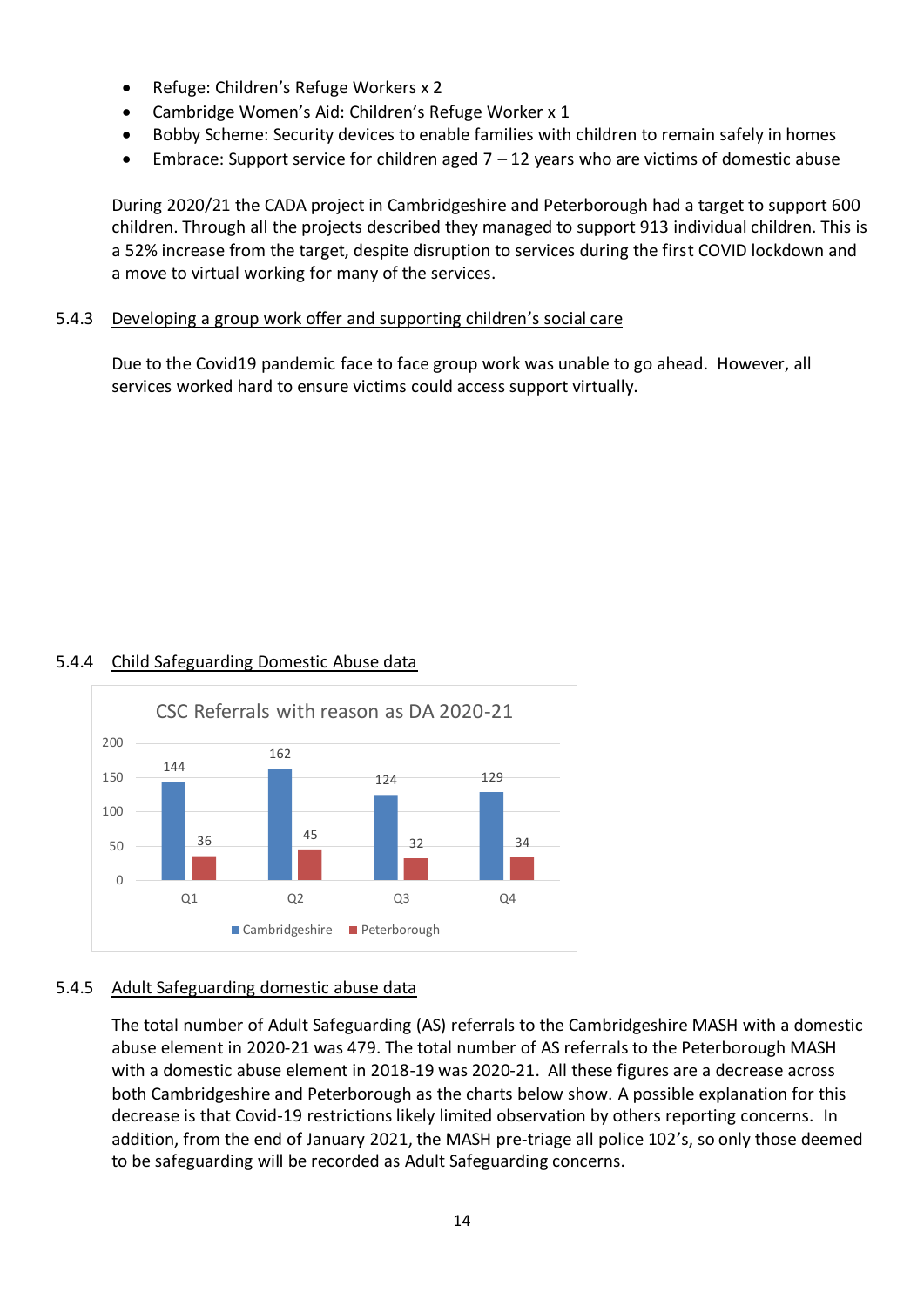- Refuge: Children's Refuge Workers x 2
- Cambridge Women's Aid: Children's Refuge Worker x 1
- Bobby Scheme: Security devices to enable families with children to remain safely in homes
- Embrace: Support service for children aged 7 – 12 years who are victims of domestic abuse

During 2020/21 the CADA project in Cambridgeshire and Peterborough had a target to support 600 children. Through all the projects described they managed to support 913 individual children. This is a 52% increase from the target, despite disruption to services during the first COVID lockdown and a move to virtual working for many of the services.

### 5.4.3 Developing a group work offer and supporting children's social care

Due to the Covid19 pandemic face to face group work was unable to go ahead. However, all services worked hard to ensure victims could access support virtually.

### 5.4.4 Child Safeguarding Domestic Abuse data

CSC Referrals with reason as DA 2020-21

| | Cambridgeshire | Peterborough |
|---|---|---|
| Q1 | 144 | 36 |
| Q2 | 162 | 45 |
| Q3 | 124 | 32 |
| Q4 | 129 | 34 |

### 5.4.5 Adult Safeguarding domestic abuse data

The total number of Adult Safeguarding (AS) referrals to the Cambridgeshire MASH with a domestic abuse element in 2020-21 was 479. The total number of AS referrals to the Peterborough MASH with a domestic abuse element in 2018-19 was 2020-21. All these figures are a decrease across both Cambridgeshire and Peterborough as the charts below show. A possible explanation for this decrease is that Covid-19 restrictions likely limited observation by others reporting concerns. In addition, from the end of January 2021, the MASH pre-triage all police 102's, so only those deemed to be safeguarding will be recorded as Adult Safeguarding concerns.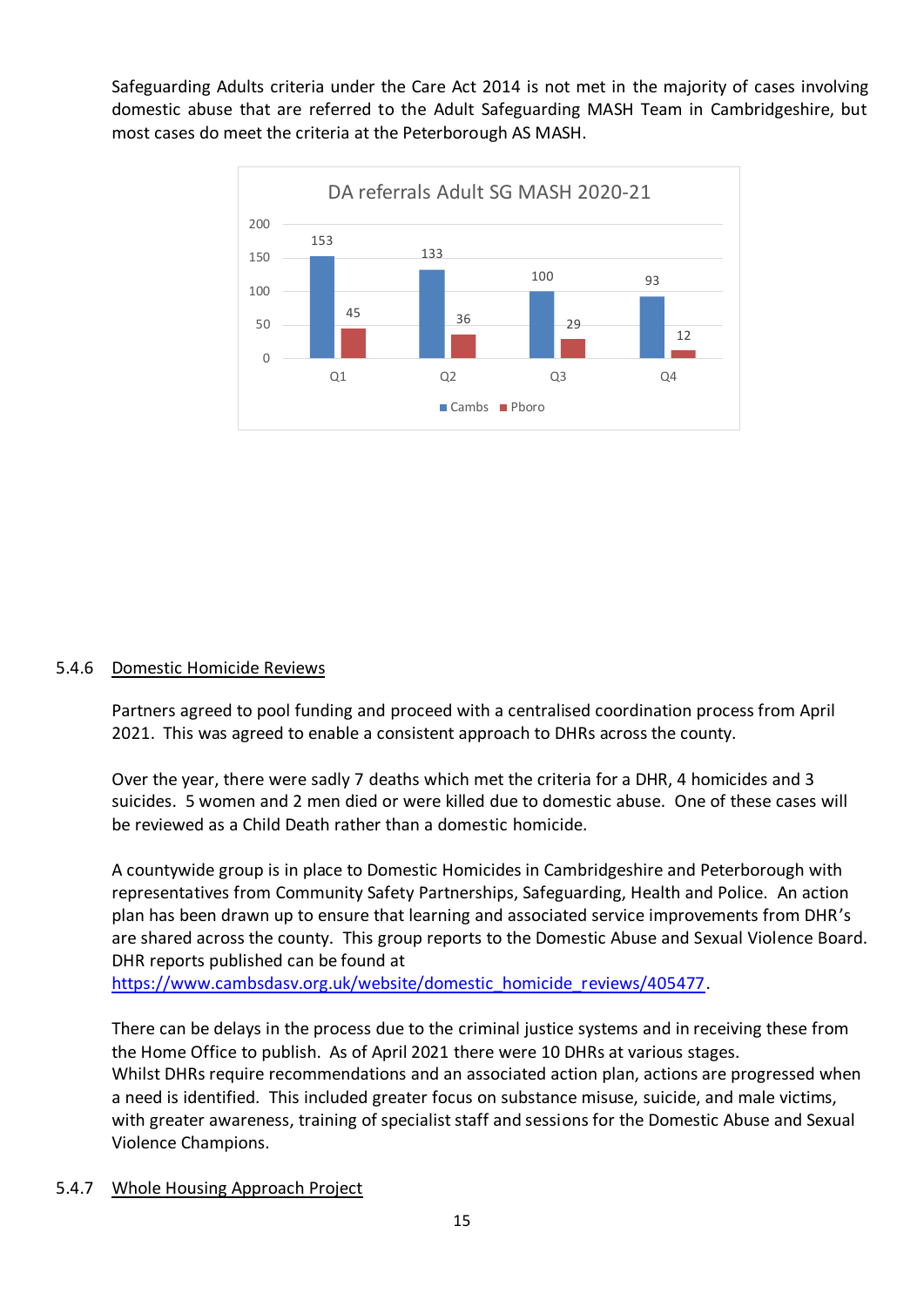Safeguarding Adults criteria under the Care Act 2014 is not met in the majority of cases involving domestic abuse that are referred to the Adult Safeguarding MASH Team in Cambridgeshire, but most cases do meet the criteria at the Peterborough AS MASH.

**DA referrals Adult SG MASH 2020-21**

| | Q1 | Q2 | Q3 | Q4 |
|---|---|---|---|---|
| Cambs | 153 | 133 | 100 | 93 |
| Pboro | 45 | 36 | 29 | 12 |

5.4.6 Domestic Homicide Reviews

Partners agreed to pool funding and proceed with a centralised coordination process from April 2021. This was agreed to enable a consistent approach to DHRs across the county.

Over the year, there were sadly 7 deaths which met the criteria for a DHR, 4 homicides and 3 suicides. 5 women and 2 men died or were killed due to domestic abuse. One of these cases will be reviewed as a Child Death rather than a domestic homicide.

A countywide group is in place to Domestic Homicides in Cambridgeshire and Peterborough with representatives from Community Safety Partnerships, Safeguarding, Health and Police. An action plan has been drawn up to ensure that learning and associated service improvements from DHR's are shared across the county. This group reports to the Domestic Abuse and Sexual Violence Board. DHR reports published can be found at https://www.cambsdasv.org.uk/website/domestic_homicide_reviews/405477.

There can be delays in the process due to the criminal justice systems and in receiving these from the Home Office to publish. As of April 2021 there were 10 DHRs at various stages.
Whilst DHRs require recommendations and an associated action plan, actions are progressed when a need is identified. This included greater focus on substance misuse, suicide, and male victims, with greater awareness, training of specialist staff and sessions for the Domestic Abuse and Sexual Violence Champions.

5.4.7 Whole Housing Approach Project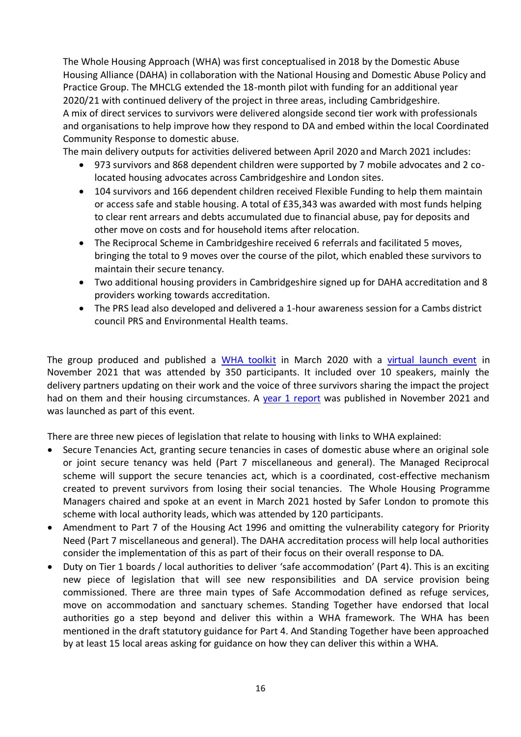The Whole Housing Approach (WHA) was first conceptualised in 2018 by the Domestic Abuse Housing Alliance (DAHA) in collaboration with the National Housing and Domestic Abuse Policy and Practice Group. The MHCLG extended the 18-month pilot with funding for an additional year 2020/21 with continued delivery of the project in three areas, including Cambridgeshire.
A mix of direct services to survivors were delivered alongside second tier work with professionals and organisations to help improve how they respond to DA and embed within the local Coordinated Community Response to domestic abuse.
The main delivery outputs for activities delivered between April 2020 and March 2021 includes:

- 973 survivors and 868 dependent children were supported by 7 mobile advocates and 2 co-located housing advocates across Cambridgeshire and London sites.
- 104 survivors and 166 dependent children received Flexible Funding to help them maintain or access safe and stable housing. A total of £35,343 was awarded with most funds helping to clear rent arrears and debts accumulated due to financial abuse, pay for deposits and other move on costs and for household items after relocation.
- The Reciprocal Scheme in Cambridgeshire received 6 referrals and facilitated 5 moves, bringing the total to 9 moves over the course of the pilot, which enabled these survivors to maintain their secure tenancy.
- Two additional housing providers in Cambridgeshire signed up for DAHA accreditation and 8 providers working towards accreditation.
- The PRS lead also developed and delivered a 1-hour awareness session for a Cambs district council PRS and Environmental Health teams.

The group produced and published a WHA toolkit in March 2020 with a virtual launch event in November 2021 that was attended by 350 participants. It included over 10 speakers, mainly the delivery partners updating on their work and the voice of three survivors sharing the impact the project had on them and their housing circumstances. A year 1 report was published in November 2021 and was launched as part of this event.

There are three new pieces of legislation that relate to housing with links to WHA explained:

- Secure Tenancies Act, granting secure tenancies in cases of domestic abuse where an original sole or joint secure tenancy was held (Part 7 miscellaneous and general). The Managed Reciprocal scheme will support the secure tenancies act, which is a coordinated, cost-effective mechanism created to prevent survivors from losing their social tenancies. The Whole Housing Programme Managers chaired and spoke at an event in March 2021 hosted by Safer London to promote this scheme with local authority leads, which was attended by 120 participants.
- Amendment to Part 7 of the Housing Act 1996 and omitting the vulnerability category for Priority Need (Part 7 miscellaneous and general). The DAHA accreditation process will help local authorities consider the implementation of this as part of their focus on their overall response to DA.
- Duty on Tier 1 boards / local authorities to deliver 'safe accommodation' (Part 4). This is an exciting new piece of legislation that will see new responsibilities and DA service provision being commissioned. There are three main types of Safe Accommodation defined as refuge services, move on accommodation and sanctuary schemes. Standing Together have endorsed that local authorities go a step beyond and deliver this within a WHA framework. The WHA has been mentioned in the draft statutory guidance for Part 4. And Standing Together have been approached by at least 15 local areas asking for guidance on how they can deliver this within a WHA.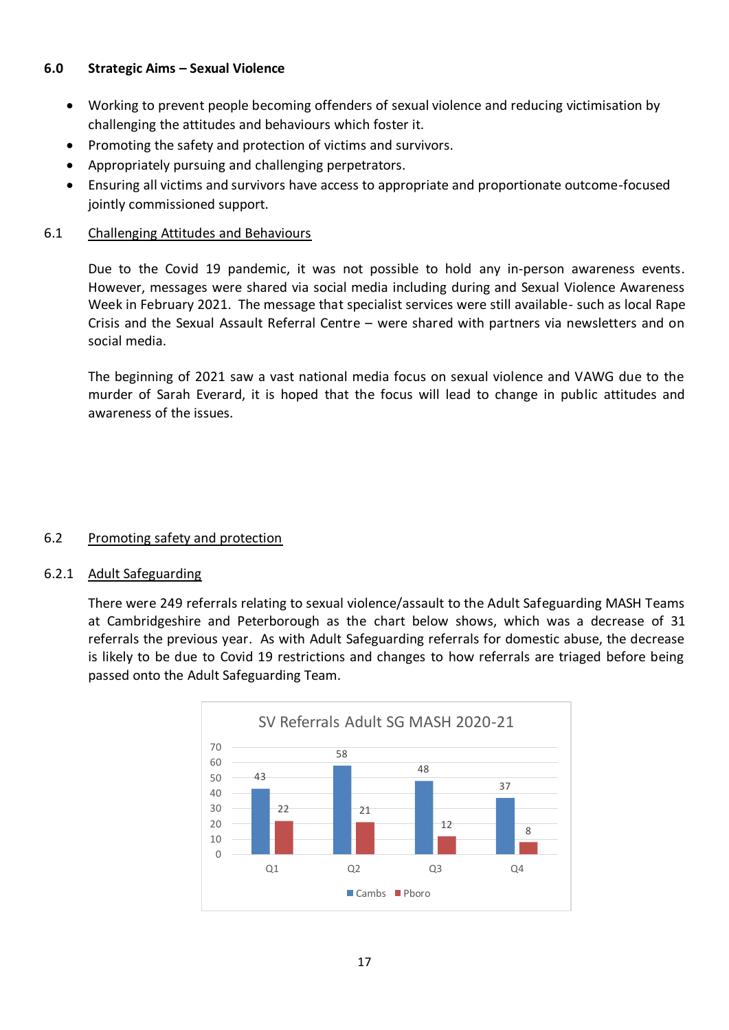## 6.0 Strategic Aims – Sexual Violence

- Working to prevent people becoming offenders of sexual violence and reducing victimisation by challenging the attitudes and behaviours which foster it.
- Promoting the safety and protection of victims and survivors.
- Appropriately pursuing and challenging perpetrators.
- Ensuring all victims and survivors have access to appropriate and proportionate outcome-focused jointly commissioned support.

### 6.1 Challenging Attitudes and Behaviours

Due to the Covid 19 pandemic, it was not possible to hold any in-person awareness events. However, messages were shared via social media including during and Sexual Violence Awareness Week in February 2021. The message that specialist services were still available- such as local Rape Crisis and the Sexual Assault Referral Centre – were shared with partners via newsletters and on social media.

The beginning of 2021 saw a vast national media focus on sexual violence and VAWG due to the murder of Sarah Everard, it is hoped that the focus will lead to change in public attitudes and awareness of the issues.

### 6.2 Promoting safety and protection

#### 6.2.1 Adult Safeguarding

There were 249 referrals relating to sexual violence/assault to the Adult Safeguarding MASH Teams at Cambridgeshire and Peterborough as the chart below shows, which was a decrease of 31 referrals the previous year. As with Adult Safeguarding referrals for domestic abuse, the decrease is likely to be due to Covid 19 restrictions and changes to how referrals are triaged before being passed onto the Adult Safeguarding Team.

SV Referrals Adult SG MASH 2020-21

| | Q1 | Q2 | Q3 | Q4 |
|---|---|---|---|---|
| Cambs | 43 | 58 | 48 | 37 |
| Pboro | 22 | 21 | 12 | 8 |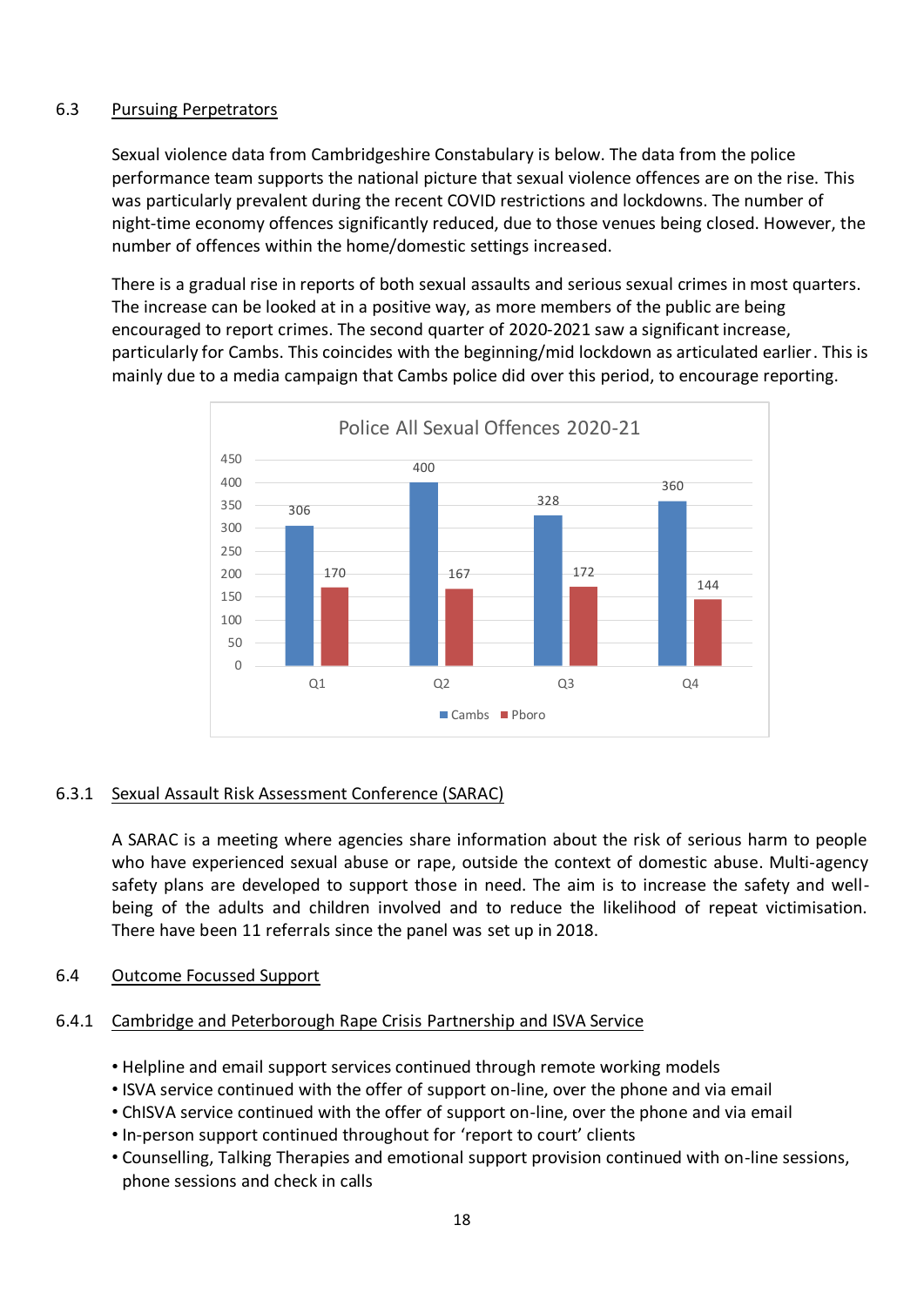## 6.3 Pursuing Perpetrators

Sexual violence data from Cambridgeshire Constabulary is below. The data from the police performance team supports the national picture that sexual violence offences are on the rise. This was particularly prevalent during the recent COVID restrictions and lockdowns. The number of night-time economy offences significantly reduced, due to those venues being closed. However, the number of offences within the home/domestic settings increased.

There is a gradual rise in reports of both sexual assaults and serious sexual crimes in most quarters. The increase can be looked at in a positive way, as more members of the public are being encouraged to report crimes. The second quarter of 2020-2021 saw a significant increase, particularly for Cambs. This coincides with the beginning/mid lockdown as articulated earlier. This is mainly due to a media campaign that Cambs police did over this period, to encourage reporting.

**Police All Sexual Offences 2020-21**

| | Q1 | Q2 | Q3 | Q4 |
|---|---|---|---|---|
| Cambs | 306 | 400 | 328 | 360 |
| Pboro | 170 | 167 | 172 | 144 |

### 6.3.1 Sexual Assault Risk Assessment Conference (SARAC)

A SARAC is a meeting where agencies share information about the risk of serious harm to people who have experienced sexual abuse or rape, outside the context of domestic abuse. Multi-agency safety plans are developed to support those in need. The aim is to increase the safety and well-being of the adults and children involved and to reduce the likelihood of repeat victimisation. There have been 11 referrals since the panel was set up in 2018.

## 6.4 Outcome Focussed Support

### 6.4.1 Cambridge and Peterborough Rape Crisis Partnership and ISVA Service

- Helpline and email support services continued through remote working models
- ISVA service continued with the offer of support on-line, over the phone and via email
- ChISVA service continued with the offer of support on-line, over the phone and via email
- In-person support continued throughout for 'report to court' clients
- Counselling, Talking Therapies and emotional support provision continued with on-line sessions, phone sessions and check in calls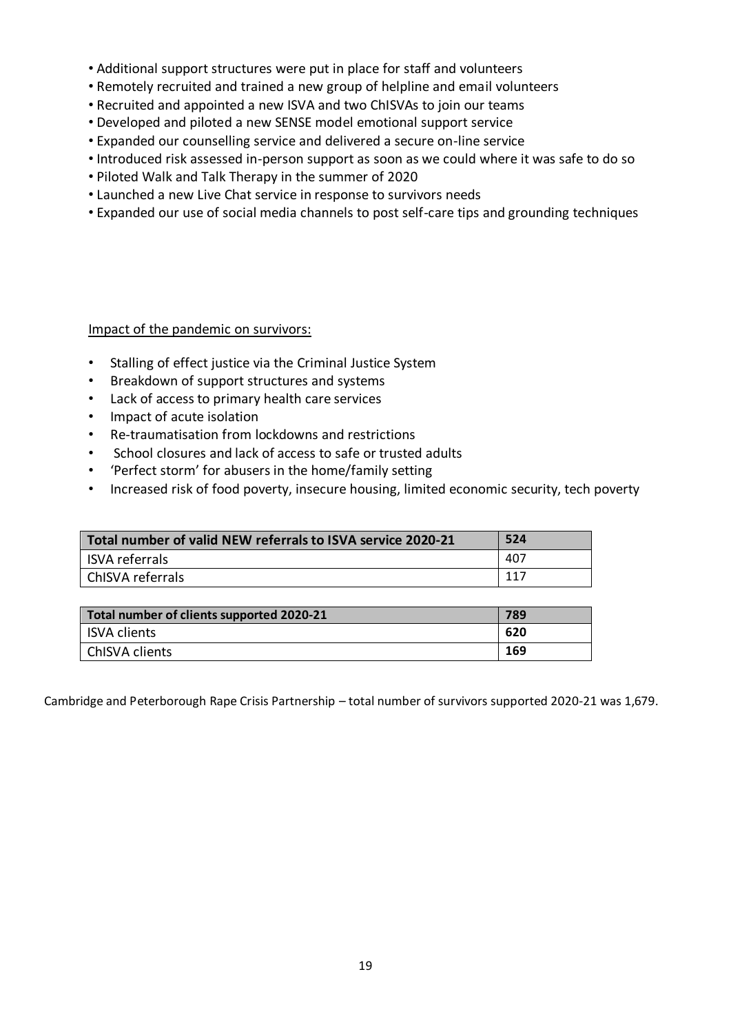- Additional support structures were put in place for staff and volunteers
- Remotely recruited and trained a new group of helpline and email volunteers
- Recruited and appointed a new ISVA and two ChISVAs to join our teams
- Developed and piloted a new SENSE model emotional support service
- Expanded our counselling service and delivered a secure on-line service
- Introduced risk assessed in-person support as soon as we could where it was safe to do so
- Piloted Walk and Talk Therapy in the summer of 2020
- Launched a new Live Chat service in response to survivors needs
- Expanded our use of social media channels to post self-care tips and grounding techniques

Impact of the pandemic on survivors:

- Stalling of effect justice via the Criminal Justice System
- Breakdown of support structures and systems
- Lack of access to primary health care services
- Impact of acute isolation
- Re-traumatisation from lockdowns and restrictions
- School closures and lack of access to safe or trusted adults
- 'Perfect storm' for abusers in the home/family setting
- Increased risk of food poverty, insecure housing, limited economic security, tech poverty

| **Total number of valid NEW referrals to ISVA service 2020-21** | **524** |
|---|---|
| ISVA referrals | 407 |
| ChISVA referrals | 117 |

| **Total number of clients supported 2020-21** | **789** |
|---|---|
| ISVA clients | **620** |
| ChISVA clients | **169** |

Cambridge and Peterborough Rape Crisis Partnership – total number of survivors supported 2020-21 was 1,679.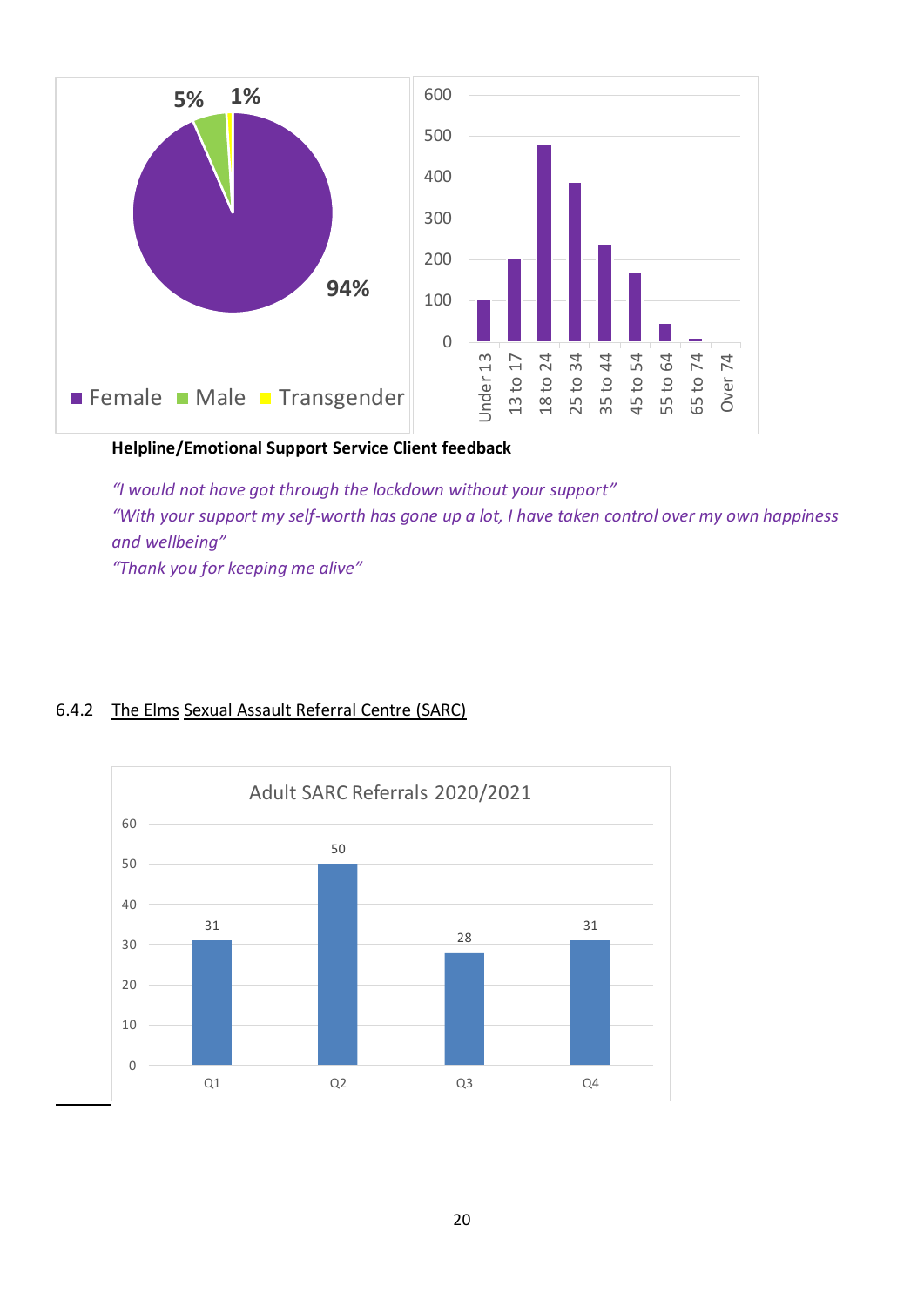5% 1%

94%

■ Female ■ Male ■ Transgender

| Age group | Approx. count |
| --- | --- |
| Under 13 | 100 |
| 13 to 17 | 200 |
| 18 to 24 | 475 |
| 25 to 34 | 385 |
| 35 to 44 | 235 |
| 45 to 54 | 165 |
| 55 to 64 | 45 |
| 65 to 74 | 5 |
| Over 74 | 0 |

**Helpline/Emotional Support Service Client feedback**

*"I would not have got through the lockdown without your support"*
*"With your support my self-worth has gone up a lot, I have taken control over my own happiness and wellbeing"*
*"Thank you for keeping me alive"*

6.4.2 The Elms Sexual Assault Referral Centre (SARC)

Adult SARC Referrals 2020/2021

| Quarter | Referrals |
| --- | --- |
| Q1 | 31 |
| Q2 | 50 |
| Q3 | 28 |
| Q4 | 31 |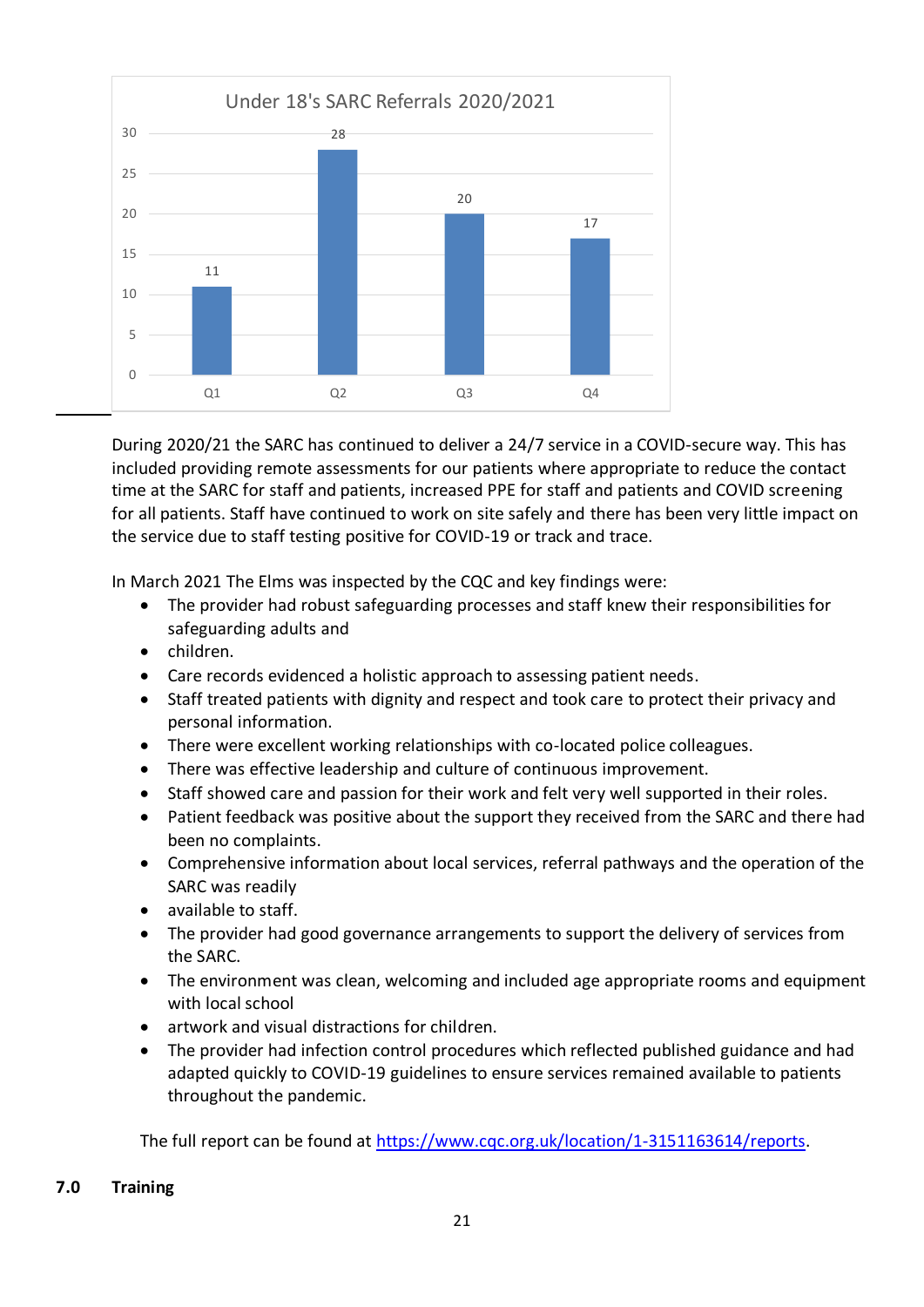Under 18's SARC Referrals 2020/2021

| Quarter | Referrals |
| --- | --- |
| Q1 | 11 |
| Q2 | 28 |
| Q3 | 20 |
| Q4 | 17 |

During 2020/21 the SARC has continued to deliver a 24/7 service in a COVID-secure way. This has included providing remote assessments for our patients where appropriate to reduce the contact time at the SARC for staff and patients, increased PPE for staff and patients and COVID screening for all patients. Staff have continued to work on site safely and there has been very little impact on the service due to staff testing positive for COVID-19 or track and trace.

In March 2021 The Elms was inspected by the CQC and key findings were:

- The provider had robust safeguarding processes and staff knew their responsibilities for safeguarding adults and
- children.
- Care records evidenced a holistic approach to assessing patient needs.
- Staff treated patients with dignity and respect and took care to protect their privacy and personal information.
- There were excellent working relationships with co-located police colleagues.
- There was effective leadership and culture of continuous improvement.
- Staff showed care and passion for their work and felt very well supported in their roles.
- Patient feedback was positive about the support they received from the SARC and there had been no complaints.
- Comprehensive information about local services, referral pathways and the operation of the SARC was readily
- available to staff.
- The provider had good governance arrangements to support the delivery of services from the SARC.
- The environment was clean, welcoming and included age appropriate rooms and equipment with local school
- artwork and visual distractions for children.
- The provider had infection control procedures which reflected published guidance and had adapted quickly to COVID-19 guidelines to ensure services remained available to patients throughout the pandemic.

The full report can be found at [https://www.cqc.org.uk/location/1-3151163614/reports](https://www.cqc.org.uk/location/1-3151163614/reports).

## 7.0 Training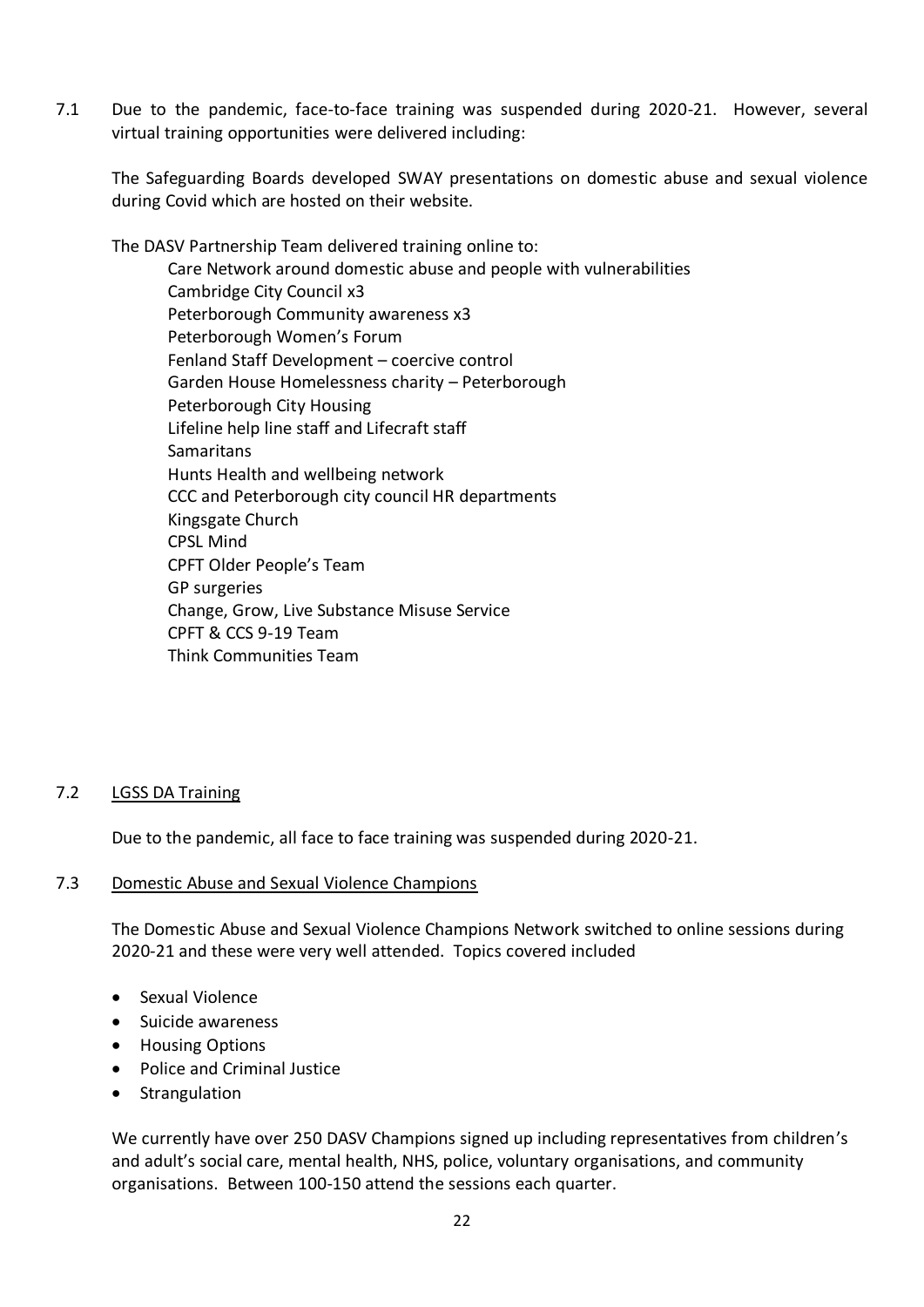7.1 Due to the pandemic, face-to-face training was suspended during 2020-21. However, several virtual training opportunities were delivered including:

The Safeguarding Boards developed SWAY presentations on domestic abuse and sexual violence during Covid which are hosted on their website.

The DASV Partnership Team delivered training online to:

- Care Network around domestic abuse and people with vulnerabilities
- Cambridge City Council x3
- Peterborough Community awareness x3
- Peterborough Women's Forum
- Fenland Staff Development – coercive control
- Garden House Homelessness charity – Peterborough
- Peterborough City Housing
- Lifeline help line staff and Lifecraft staff
- Samaritans
- Hunts Health and wellbeing network
- CCC and Peterborough city council HR departments
- Kingsgate Church
- CPSL Mind
- CPFT Older People's Team
- GP surgeries
- Change, Grow, Live Substance Misuse Service
- CPFT & CCS 9-19 Team
- Think Communities Team

7.2 <u>LGSS DA Training</u>

Due to the pandemic, all face to face training was suspended during 2020-21.

7.3 <u>Domestic Abuse and Sexual Violence Champions</u>

The Domestic Abuse and Sexual Violence Champions Network switched to online sessions during 2020-21 and these were very well attended. Topics covered included

- Sexual Violence
- Suicide awareness
- Housing Options
- Police and Criminal Justice
- Strangulation

We currently have over 250 DASV Champions signed up including representatives from children's and adult's social care, mental health, NHS, police, voluntary organisations, and community organisations. Between 100-150 attend the sessions each quarter.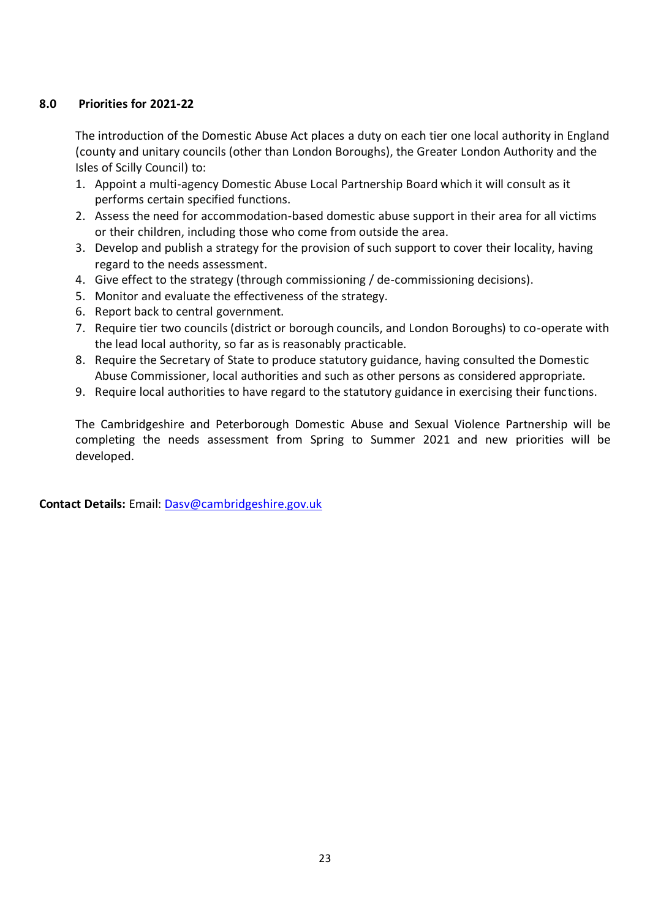## 8.0 Priorities for 2021-22

The introduction of the Domestic Abuse Act places a duty on each tier one local authority in England (county and unitary councils (other than London Boroughs), the Greater London Authority and the Isles of Scilly Council) to:

1. Appoint a multi-agency Domestic Abuse Local Partnership Board which it will consult as it performs certain specified functions.
2. Assess the need for accommodation-based domestic abuse support in their area for all victims or their children, including those who come from outside the area.
3. Develop and publish a strategy for the provision of such support to cover their locality, having regard to the needs assessment.
4. Give effect to the strategy (through commissioning / de-commissioning decisions).
5. Monitor and evaluate the effectiveness of the strategy.
6. Report back to central government.
7. Require tier two councils (district or borough councils, and London Boroughs) to co-operate with the lead local authority, so far as is reasonably practicable.
8. Require the Secretary of State to produce statutory guidance, having consulted the Domestic Abuse Commissioner, local authorities and such as other persons as considered appropriate.
9. Require local authorities to have regard to the statutory guidance in exercising their functions.

The Cambridgeshire and Peterborough Domestic Abuse and Sexual Violence Partnership will be completing the needs assessment from Spring to Summer 2021 and new priorities will be developed.

**Contact Details:** Email: [Dasv@cambridgeshire.gov.uk](mailto:Dasv@cambridgeshire.gov.uk)